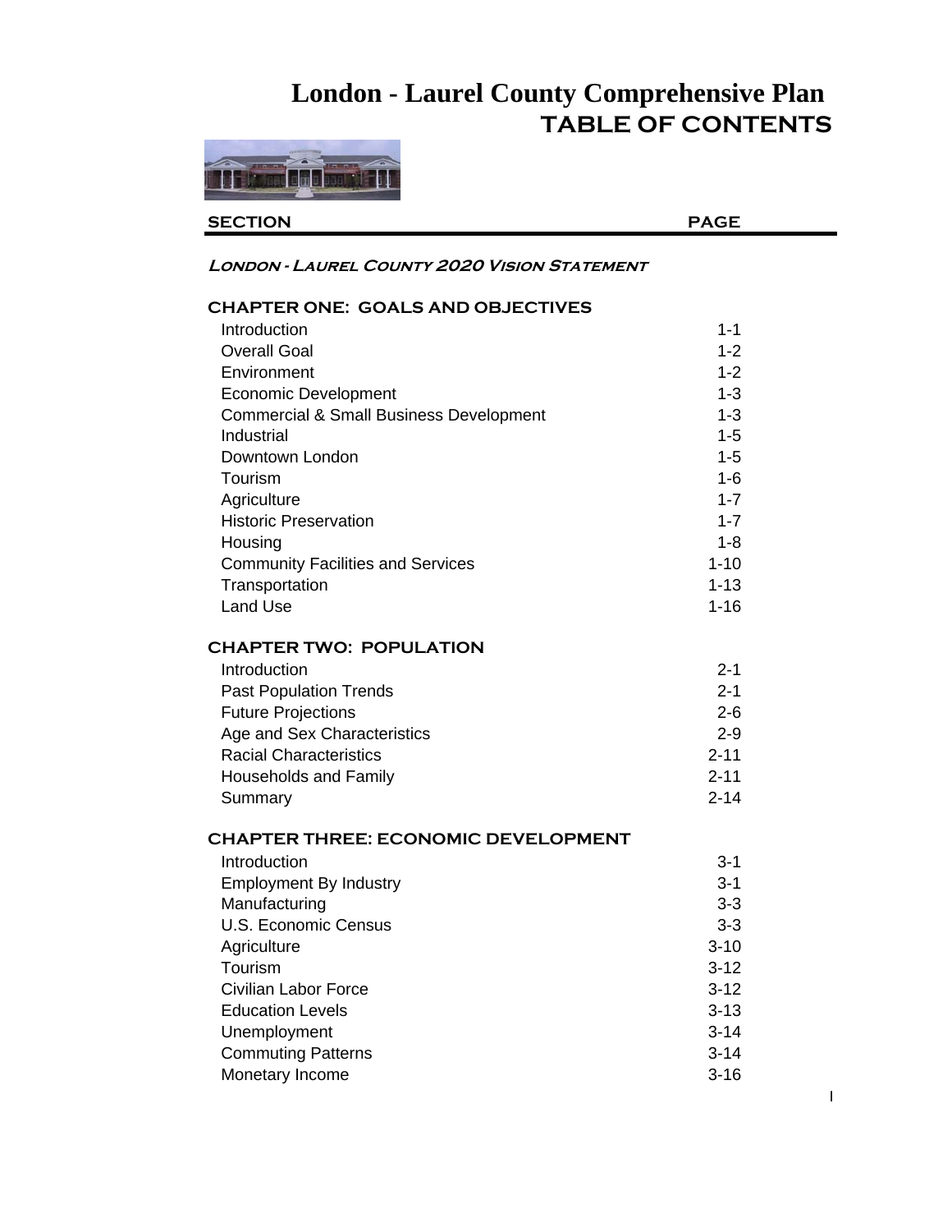# London - Laurel County Comprehensive Plan

## TABLE OF CONTENTS

| SECTION | PAGE |
|---|---|
| ***London - Laurel County 2020 Vision Statement*** | |
| **CHAPTER ONE: GOALS AND OBJECTIVES** | |
| Introduction | 1-1 |
| Overall Goal | 1-2 |
| Environment | 1-2 |
| Economic Development | 1-3 |
| Commercial & Small Business Development | 1-3 |
| Industrial | 1-5 |
| Downtown London | 1-5 |
| Tourism | 1-6 |
| Agriculture | 1-7 |
| Historic Preservation | 1-7 |
| Housing | 1-8 |
| Community Facilities and Services | 1-10 |
| Transportation | 1-13 |
| Land Use | 1-16 |
| **CHAPTER TWO: POPULATION** | |
| Introduction | 2-1 |
| Past Population Trends | 2-1 |
| Future Projections | 2-6 |
| Age and Sex Characteristics | 2-9 |
| Racial Characteristics | 2-11 |
| Households and Family | 2-11 |
| Summary | 2-14 |
| **CHAPTER THREE: ECONOMIC DEVELOPMENT** | |
| Introduction | 3-1 |
| Employment By Industry | 3-1 |
| Manufacturing | 3-3 |
| U.S. Economic Census | 3-3 |
| Agriculture | 3-10 |
| Tourism | 3-12 |
| Civilian Labor Force | 3-12 |
| Education Levels | 3-13 |
| Unemployment | 3-14 |
| Commuting Patterns | 3-14 |
| Monetary Income | 3-16 |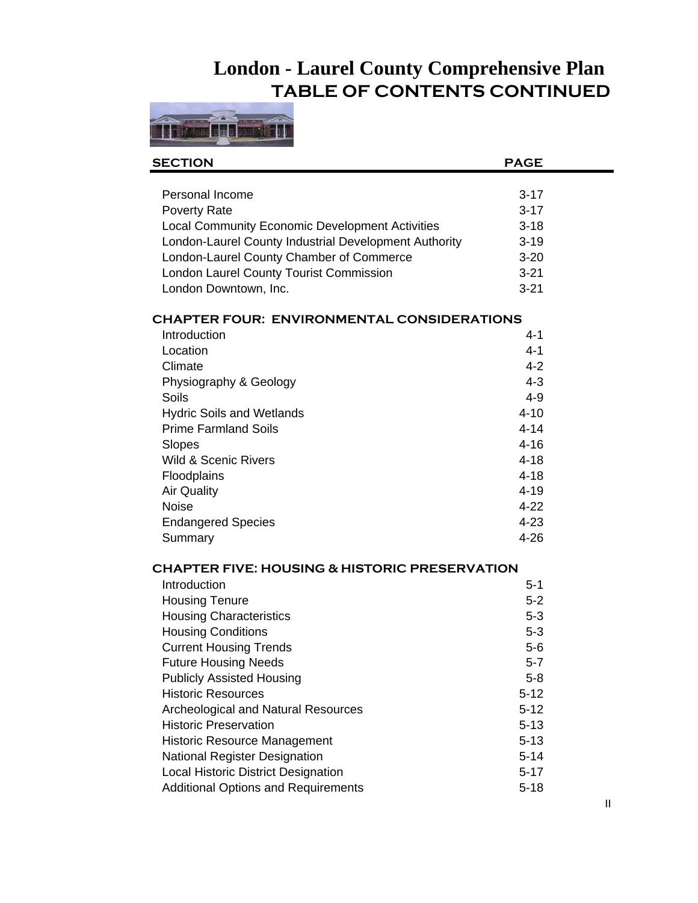# London - Laurel County Comprehensive Plan

## TABLE OF CONTENTS CONTINUED

| SECTION | PAGE |
| --- | --- |
| Personal Income | 3-17 |
| Poverty Rate | 3-17 |
| Local Community Economic Development Activities | 3-18 |
| London-Laurel County Industrial Development Authority | 3-19 |
| London-Laurel County Chamber of Commerce | 3-20 |
| London Laurel County Tourist Commission | 3-21 |
| London Downtown, Inc. | 3-21 |
| **CHAPTER FOUR: ENVIRONMENTAL CONSIDERATIONS** | |
| Introduction | 4-1 |
| Location | 4-1 |
| Climate | 4-2 |
| Physiography & Geology | 4-3 |
| Soils | 4-9 |
| Hydric Soils and Wetlands | 4-10 |
| Prime Farmland Soils | 4-14 |
| Slopes | 4-16 |
| Wild & Scenic Rivers | 4-18 |
| Floodplains | 4-18 |
| Air Quality | 4-19 |
| Noise | 4-22 |
| Endangered Species | 4-23 |
| Summary | 4-26 |
| **CHAPTER FIVE: HOUSING & HISTORIC PRESERVATION** | |
| Introduction | 5-1 |
| Housing Tenure | 5-2 |
| Housing Characteristics | 5-3 |
| Housing Conditions | 5-3 |
| Current Housing Trends | 5-6 |
| Future Housing Needs | 5-7 |
| Publicly Assisted Housing | 5-8 |
| Historic Resources | 5-12 |
| Archeological and Natural Resources | 5-12 |
| Historic Preservation | 5-13 |
| Historic Resource Management | 5-13 |
| National Register Designation | 5-14 |
| Local Historic District Designation | 5-17 |
| Additional Options and Requirements | 5-18 |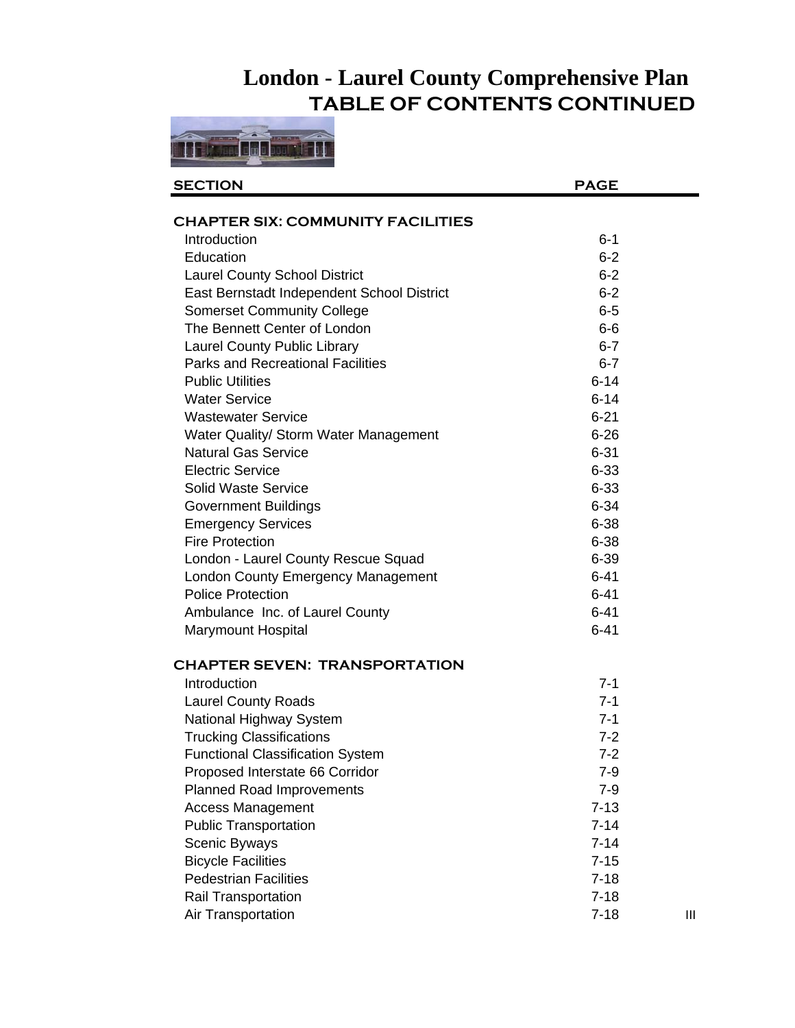# London - Laurel County Comprehensive Plan

## TABLE OF CONTENTS CONTINUED

| SECTION | PAGE |
|---|---|
| **CHAPTER SIX: COMMUNITY FACILITIES** | |
| Introduction | 6-1 |
| Education | 6-2 |
| Laurel County School District | 6-2 |
| East Bernstadt Independent School District | 6-2 |
| Somerset Community College | 6-5 |
| The Bennett Center of London | 6-6 |
| Laurel County Public Library | 6-7 |
| Parks and Recreational Facilities | 6-7 |
| Public Utilities | 6-14 |
| Water Service | 6-14 |
| Wastewater Service | 6-21 |
| Water Quality/ Storm Water Management | 6-26 |
| Natural Gas Service | 6-31 |
| Electric Service | 6-33 |
| Solid Waste Service | 6-33 |
| Government Buildings | 6-34 |
| Emergency Services | 6-38 |
| Fire Protection | 6-38 |
| London - Laurel County Rescue Squad | 6-39 |
| London County Emergency Management | 6-41 |
| Police Protection | 6-41 |
| Ambulance Inc. of Laurel County | 6-41 |
| Marymount Hospital | 6-41 |
| **CHAPTER SEVEN: TRANSPORTATION** | |
| Introduction | 7-1 |
| Laurel County Roads | 7-1 |
| National Highway System | 7-1 |
| Trucking Classifications | 7-2 |
| Functional Classification System | 7-2 |
| Proposed Interstate 66 Corridor | 7-9 |
| Planned Road Improvements | 7-9 |
| Access Management | 7-13 |
| Public Transportation | 7-14 |
| Scenic Byways | 7-14 |
| Bicycle Facilities | 7-15 |
| Pedestrian Facilities | 7-18 |
| Rail Transportation | 7-18 |
| Air Transportation | 7-18 |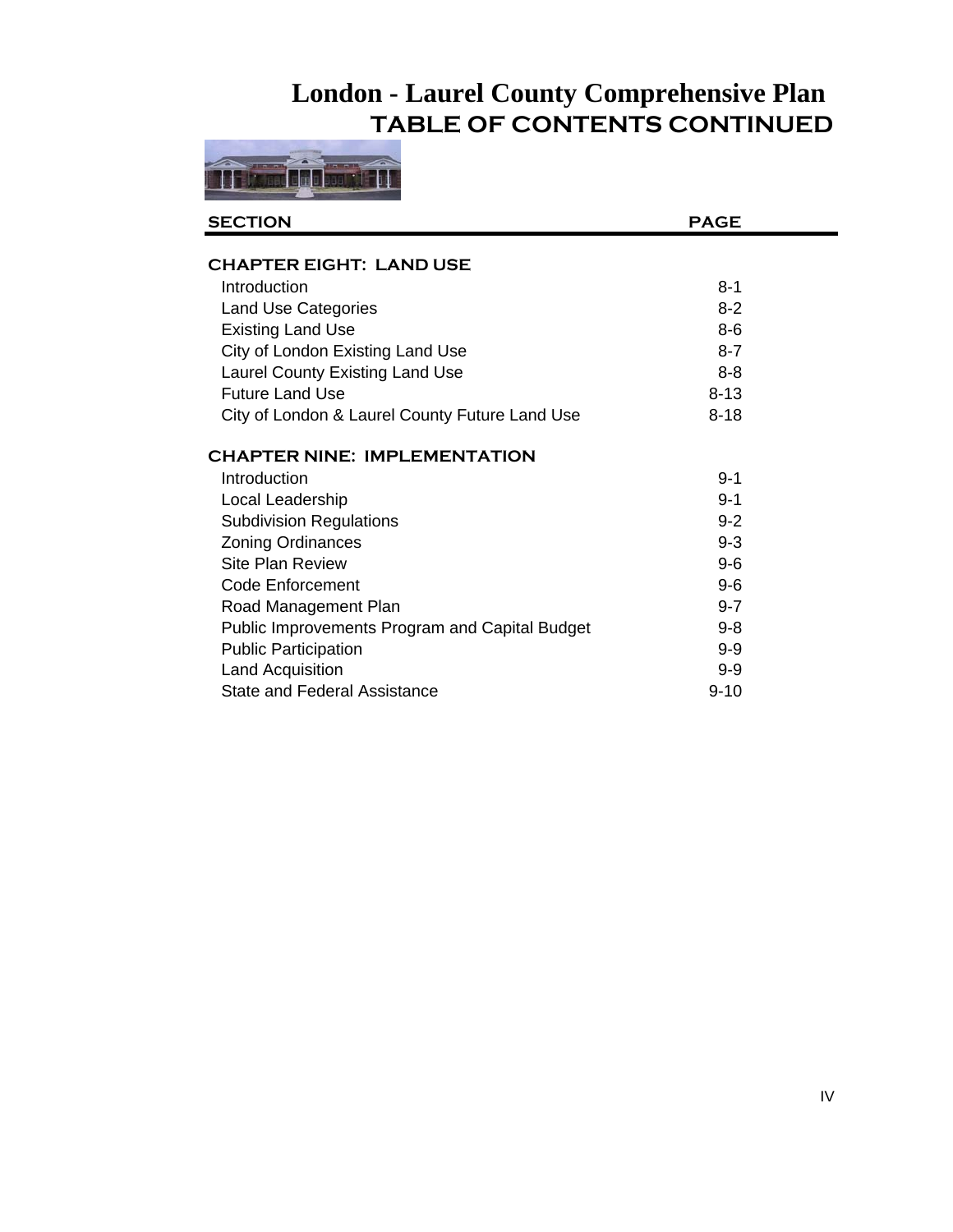# London - Laurel County Comprehensive Plan

## TABLE OF CONTENTS CONTINUED

| SECTION | PAGE |
| --- | --- |
| **CHAPTER EIGHT: LAND USE** | |
| Introduction | 8-1 |
| Land Use Categories | 8-2 |
| Existing Land Use | 8-6 |
| City of London Existing Land Use | 8-7 |
| Laurel County Existing Land Use | 8-8 |
| Future Land Use | 8-13 |
| City of London & Laurel County Future Land Use | 8-18 |
| **CHAPTER NINE: IMPLEMENTATION** | |
| Introduction | 9-1 |
| Local Leadership | 9-1 |
| Subdivision Regulations | 9-2 |
| Zoning Ordinances | 9-3 |
| Site Plan Review | 9-6 |
| Code Enforcement | 9-6 |
| Road Management Plan | 9-7 |
| Public Improvements Program and Capital Budget | 9-8 |
| Public Participation | 9-9 |
| Land Acquisition | 9-9 |
| State and Federal Assistance | 9-10 |